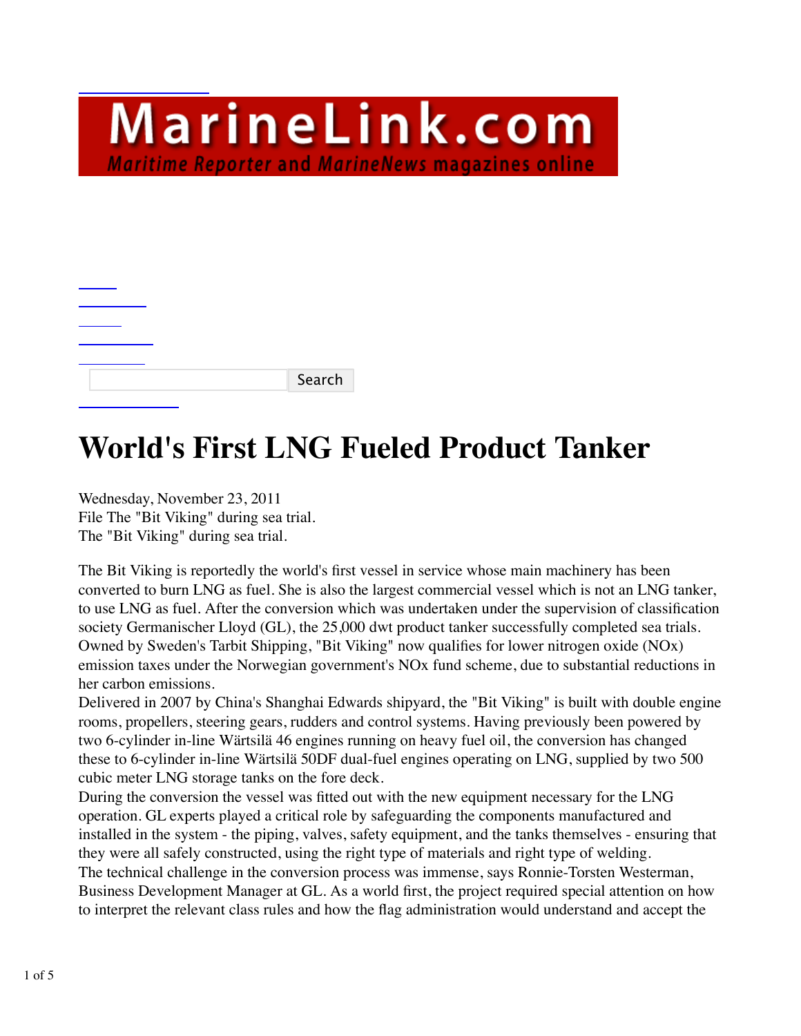MarineLink.com
Maritime Reporter and MarineNews magazines online

Search

# World's First LNG Fueled Product Tanker

Wednesday, November 23, 2011
File The "Bit Viking" during sea trial.
The "Bit Viking" during sea trial.

The Bit Viking is reportedly the world's first vessel in service whose main machinery has been converted to burn LNG as fuel. She is also the largest commercial vessel which is not an LNG tanker, to use LNG as fuel. After the conversion which was undertaken under the supervision of classification society Germanischer Lloyd (GL), the 25,000 dwt product tanker successfully completed sea trials. Owned by Sweden's Tarbit Shipping, "Bit Viking" now qualifies for lower nitrogen oxide (NOx) emission taxes under the Norwegian government's NOx fund scheme, due to substantial reductions in her carbon emissions.
Delivered in 2007 by China's Shanghai Edwards shipyard, the "Bit Viking" is built with double engine rooms, propellers, steering gears, rudders and control systems. Having previously been powered by two 6-cylinder in-line Wärtsilä 46 engines running on heavy fuel oil, the conversion has changed these to 6-cylinder in-line Wärtsilä 50DF dual-fuel engines operating on LNG, supplied by two 500 cubic meter LNG storage tanks on the fore deck.
During the conversion the vessel was fitted out with the new equipment necessary for the LNG operation. GL experts played a critical role by safeguarding the components manufactured and installed in the system - the piping, valves, safety equipment, and the tanks themselves - ensuring that they were all safely constructed, using the right type of materials and right type of welding.
The technical challenge in the conversion process was immense, says Ronnie-Torsten Westerman, Business Development Manager at GL. As a world first, the project required special attention on how to interpret the relevant class rules and how the flag administration would understand and accept the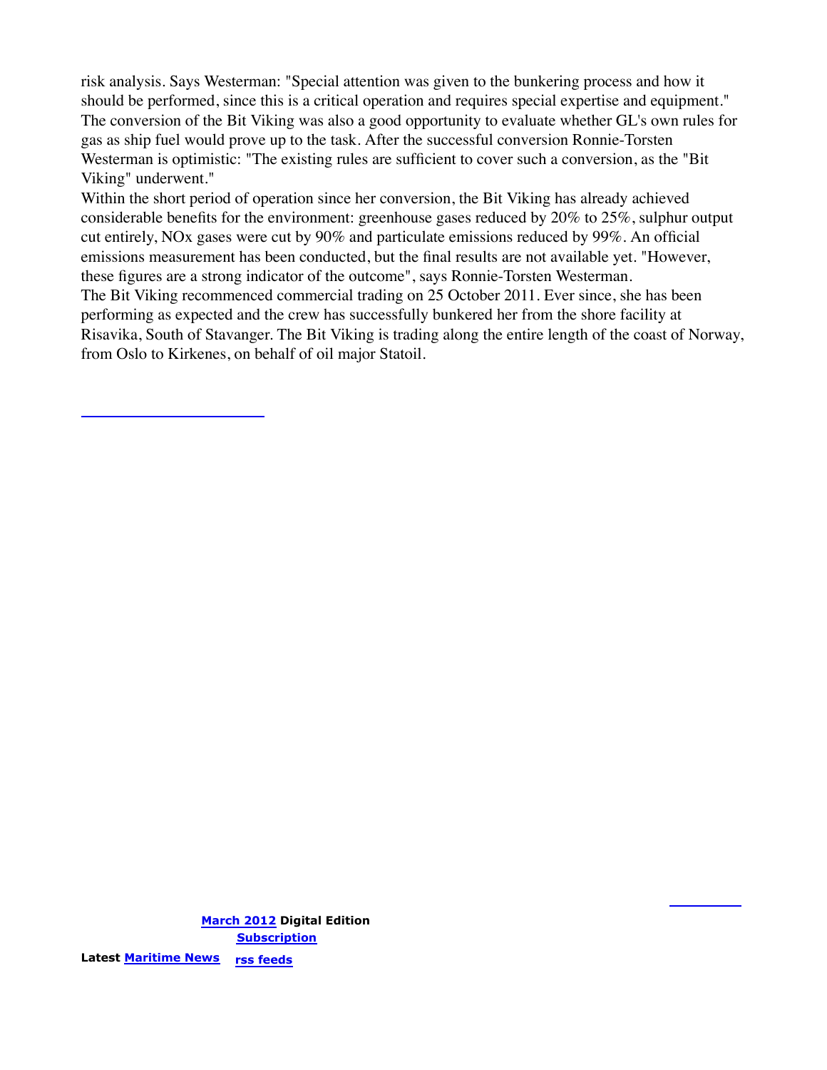risk analysis. Says Westerman: "Special attention was given to the bunkering process and how it should be performed, since this is a critical operation and requires special expertise and equipment." The conversion of the Bit Viking was also a good opportunity to evaluate whether GL's own rules for gas as ship fuel would prove up to the task. After the successful conversion Ronnie-Torsten Westerman is optimistic: "The existing rules are sufficient to cover such a conversion, as the "Bit Viking" underwent."

Within the short period of operation since her conversion, the Bit Viking has already achieved considerable benefits for the environment: greenhouse gases reduced by 20% to 25%, sulphur output cut entirely, NOx gases were cut by 90% and particulate emissions reduced by 99%. An official emissions measurement has been conducted, but the final results are not available yet. "However, these figures are a strong indicator of the outcome", says Ronnie-Torsten Westerman.

The Bit Viking recommenced commercial trading on 25 October 2011. Ever since, she has been performing as expected and the crew has successfully bunkered her from the shore facility at Risavika, South of Stavanger. The Bit Viking is trading along the entire length of the coast of Norway, from Oslo to Kirkenes, on behalf of oil major Statoil.

---

**March 2012 Digital Edition**

**Subscription**

**Latest Maritime News** **rss feeds**